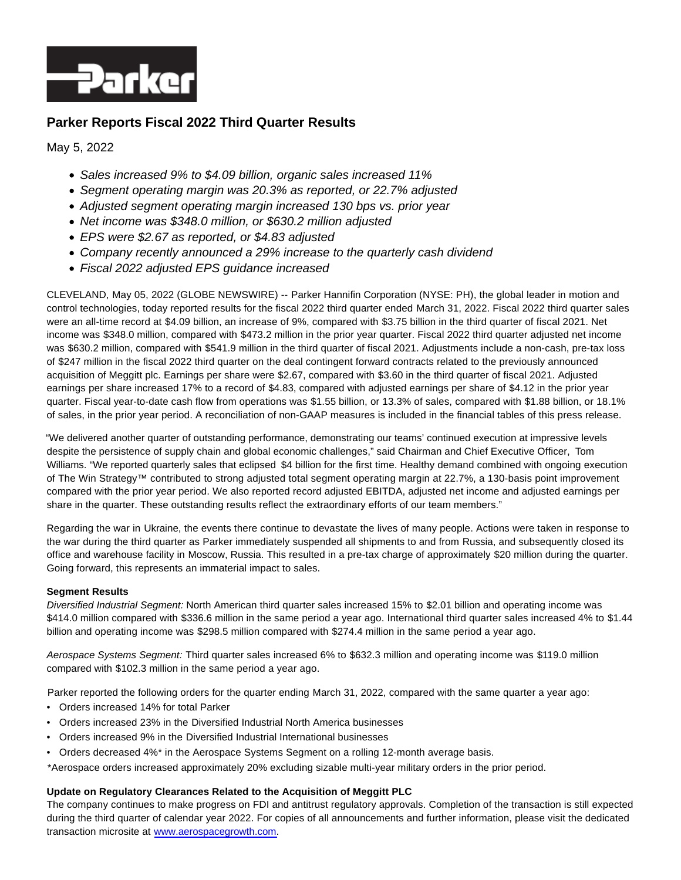Parker

# Parker Reports Fiscal 2022 Third Quarter Results

May 5, 2022

- *Sales increased 9% to $4.09 billion, organic sales increased 11%*
- *Segment operating margin was 20.3% as reported, or 22.7% adjusted*
- *Adjusted segment operating margin increased 130 bps vs. prior year*
- *Net income was $348.0 million, or $630.2 million adjusted*
- *EPS were $2.67 as reported, or $4.83 adjusted*
- *Company recently announced a 29% increase to the quarterly cash dividend*
- *Fiscal 2022 adjusted EPS guidance increased*

CLEVELAND, May 05, 2022 (GLOBE NEWSWIRE) -- Parker Hannifin Corporation (NYSE: PH), the global leader in motion and control technologies, today reported results for the fiscal 2022 third quarter ended March 31, 2022. Fiscal 2022 third quarter sales were an all-time record at $4.09 billion, an increase of 9%, compared with $3.75 billion in the third quarter of fiscal 2021. Net income was $348.0 million, compared with $473.2 million in the prior year quarter. Fiscal 2022 third quarter adjusted net income was $630.2 million, compared with $541.9 million in the third quarter of fiscal 2021. Adjustments include a non-cash, pre-tax loss of $247 million in the fiscal 2022 third quarter on the deal contingent forward contracts related to the previously announced acquisition of Meggitt plc. Earnings per share were $2.67, compared with $3.60 in the third quarter of fiscal 2021. Adjusted earnings per share increased 17% to a record of $4.83, compared with adjusted earnings per share of $4.12 in the prior year quarter. Fiscal year-to-date cash flow from operations was $1.55 billion, or 13.3% of sales, compared with $1.88 billion, or 18.1% of sales, in the prior year period. A reconciliation of non-GAAP measures is included in the financial tables of this press release.

"We delivered another quarter of outstanding performance, demonstrating our teams' continued execution at impressive levels despite the persistence of supply chain and global economic challenges," said Chairman and Chief Executive Officer, Tom Williams. "We reported quarterly sales that eclipsed $4 billion for the first time. Healthy demand combined with ongoing execution of The Win Strategy™ contributed to strong adjusted total segment operating margin at 22.7%, a 130-basis point improvement compared with the prior year period. We also reported record adjusted EBITDA, adjusted net income and adjusted earnings per share in the quarter. These outstanding results reflect the extraordinary efforts of our team members."

Regarding the war in Ukraine, the events there continue to devastate the lives of many people. Actions were taken in response to the war during the third quarter as Parker immediately suspended all shipments to and from Russia, and subsequently closed its office and warehouse facility in Moscow, Russia. This resulted in a pre-tax charge of approximately $20 million during the quarter. Going forward, this represents an immaterial impact to sales.

**Segment Results**

*Diversified Industrial Segment:* North American third quarter sales increased 15% to $2.01 billion and operating income was $414.0 million compared with $336.6 million in the same period a year ago. International third quarter sales increased 4% to $1.44 billion and operating income was $298.5 million compared with $274.4 million in the same period a year ago.

*Aerospace Systems Segment:* Third quarter sales increased 6% to $632.3 million and operating income was $119.0 million compared with $102.3 million in the same period a year ago.

Parker reported the following orders for the quarter ending March 31, 2022, compared with the same quarter a year ago:

- Orders increased 14% for total Parker
- Orders increased 23% in the Diversified Industrial North America businesses
- Orders increased 9% in the Diversified Industrial International businesses
- Orders decreased 4%* in the Aerospace Systems Segment on a rolling 12-month average basis.

*Aerospace orders increased approximately 20% excluding sizable multi-year military orders in the prior period.

**Update on Regulatory Clearances Related to the Acquisition of Meggitt PLC**

The company continues to make progress on FDI and antitrust regulatory approvals. Completion of the transaction is still expected during the third quarter of calendar year 2022. For copies of all announcements and further information, please visit the dedicated transaction microsite at [www.aerospacegrowth.com](www.aerospacegrowth.com).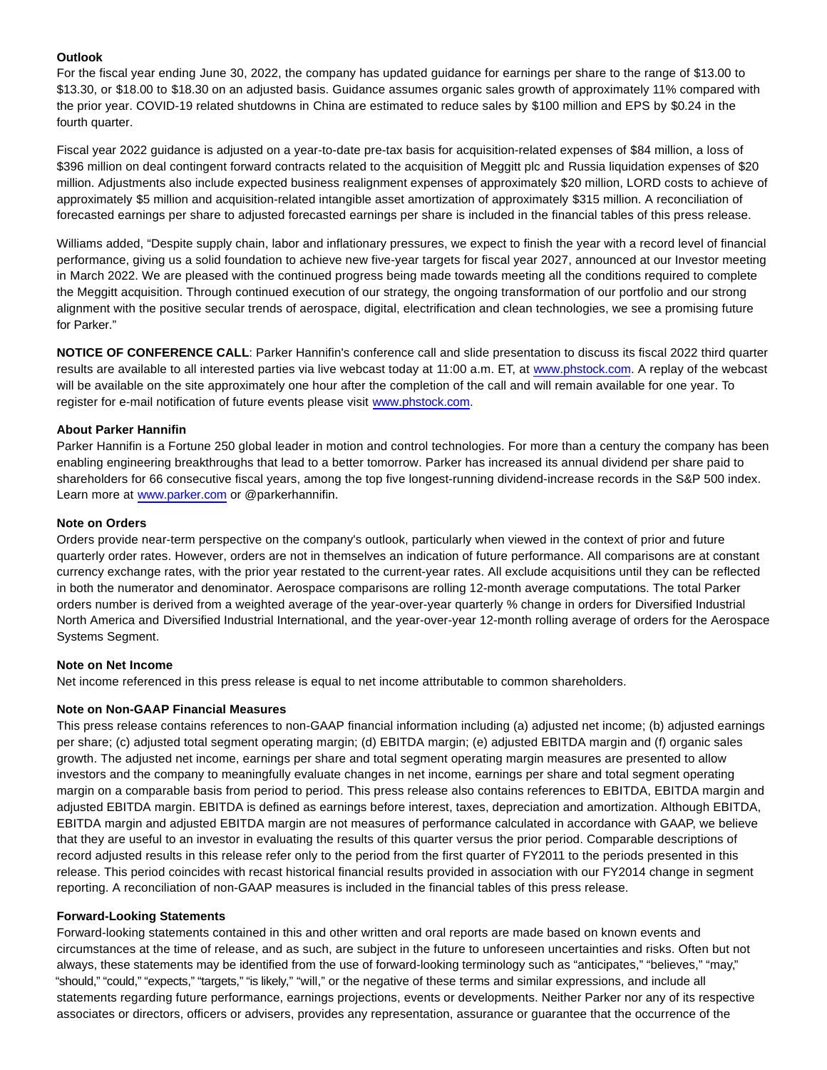**Outlook**

For the fiscal year ending June 30, 2022, the company has updated guidance for earnings per share to the range of $13.00 to $13.30, or $18.00 to $18.30 on an adjusted basis. Guidance assumes organic sales growth of approximately 11% compared with the prior year. COVID-19 related shutdowns in China are estimated to reduce sales by $100 million and EPS by $0.24 in the fourth quarter.

Fiscal year 2022 guidance is adjusted on a year-to-date pre-tax basis for acquisition-related expenses of $84 million, a loss of $396 million on deal contingent forward contracts related to the acquisition of Meggitt plc and Russia liquidation expenses of $20 million. Adjustments also include expected business realignment expenses of approximately $20 million, LORD costs to achieve of approximately $5 million and acquisition-related intangible asset amortization of approximately $315 million. A reconciliation of forecasted earnings per share to adjusted forecasted earnings per share is included in the financial tables of this press release.

Williams added, “Despite supply chain, labor and inflationary pressures, we expect to finish the year with a record level of financial performance, giving us a solid foundation to achieve new five-year targets for fiscal year 2027, announced at our Investor meeting in March 2022. We are pleased with the continued progress being made towards meeting all the conditions required to complete the Meggitt acquisition. Through continued execution of our strategy, the ongoing transformation of our portfolio and our strong alignment with the positive secular trends of aerospace, digital, electrification and clean technologies, we see a promising future for Parker.”

**NOTICE OF CONFERENCE CALL**: Parker Hannifin's conference call and slide presentation to discuss its fiscal 2022 third quarter results are available to all interested parties via live webcast today at 11:00 a.m. ET, at www.phstock.com. A replay of the webcast will be available on the site approximately one hour after the completion of the call and will remain available for one year. To register for e-mail notification of future events please visit www.phstock.com.

**About Parker Hannifin**

Parker Hannifin is a Fortune 250 global leader in motion and control technologies. For more than a century the company has been enabling engineering breakthroughs that lead to a better tomorrow. Parker has increased its annual dividend per share paid to shareholders for 66 consecutive fiscal years, among the top five longest-running dividend-increase records in the S&P 500 index. Learn more at www.parker.com or @parkerhannifin.

**Note on Orders**

Orders provide near-term perspective on the company's outlook, particularly when viewed in the context of prior and future quarterly order rates. However, orders are not in themselves an indication of future performance. All comparisons are at constant currency exchange rates, with the prior year restated to the current-year rates. All exclude acquisitions until they can be reflected in both the numerator and denominator. Aerospace comparisons are rolling 12-month average computations. The total Parker orders number is derived from a weighted average of the year-over-year quarterly % change in orders for Diversified Industrial North America and Diversified Industrial International, and the year-over-year 12-month rolling average of orders for the Aerospace Systems Segment.

**Note on Net Income**

Net income referenced in this press release is equal to net income attributable to common shareholders.

**Note on Non-GAAP Financial Measures**

This press release contains references to non-GAAP financial information including (a) adjusted net income; (b) adjusted earnings per share; (c) adjusted total segment operating margin; (d) EBITDA margin; (e) adjusted EBITDA margin and (f) organic sales growth. The adjusted net income, earnings per share and total segment operating margin measures are presented to allow investors and the company to meaningfully evaluate changes in net income, earnings per share and total segment operating margin on a comparable basis from period to period. This press release also contains references to EBITDA, EBITDA margin and adjusted EBITDA margin. EBITDA is defined as earnings before interest, taxes, depreciation and amortization. Although EBITDA, EBITDA margin and adjusted EBITDA margin are not measures of performance calculated in accordance with GAAP, we believe that they are useful to an investor in evaluating the results of this quarter versus the prior period. Comparable descriptions of record adjusted results in this release refer only to the period from the first quarter of FY2011 to the periods presented in this release. This period coincides with recast historical financial results provided in association with our FY2014 change in segment reporting. A reconciliation of non-GAAP measures is included in the financial tables of this press release.

**Forward-Looking Statements**

Forward-looking statements contained in this and other written and oral reports are made based on known events and circumstances at the time of release, and as such, are subject in the future to unforeseen uncertainties and risks. Often but not always, these statements may be identified from the use of forward-looking terminology such as “anticipates,” “believes,” “may,” “should,” “could,” “expects,” “targets,” “is likely,” “will,” or the negative of these terms and similar expressions, and include all statements regarding future performance, earnings projections, events or developments. Neither Parker nor any of its respective associates or directors, officers or advisers, provides any representation, assurance or guarantee that the occurrence of the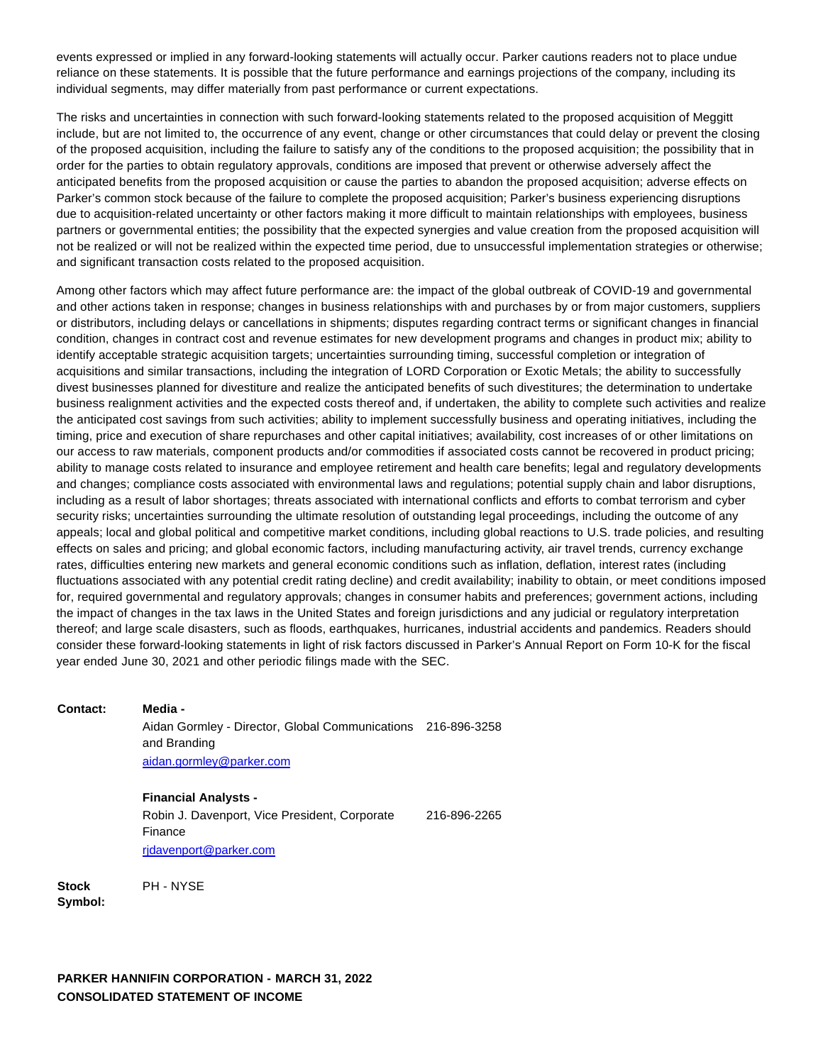events expressed or implied in any forward-looking statements will actually occur. Parker cautions readers not to place undue reliance on these statements. It is possible that the future performance and earnings projections of the company, including its individual segments, may differ materially from past performance or current expectations.

The risks and uncertainties in connection with such forward-looking statements related to the proposed acquisition of Meggitt include, but are not limited to, the occurrence of any event, change or other circumstances that could delay or prevent the closing of the proposed acquisition, including the failure to satisfy any of the conditions to the proposed acquisition; the possibility that in order for the parties to obtain regulatory approvals, conditions are imposed that prevent or otherwise adversely affect the anticipated benefits from the proposed acquisition or cause the parties to abandon the proposed acquisition; adverse effects on Parker's common stock because of the failure to complete the proposed acquisition; Parker's business experiencing disruptions due to acquisition-related uncertainty or other factors making it more difficult to maintain relationships with employees, business partners or governmental entities; the possibility that the expected synergies and value creation from the proposed acquisition will not be realized or will not be realized within the expected time period, due to unsuccessful implementation strategies or otherwise; and significant transaction costs related to the proposed acquisition.

Among other factors which may affect future performance are: the impact of the global outbreak of COVID-19 and governmental and other actions taken in response; changes in business relationships with and purchases by or from major customers, suppliers or distributors, including delays or cancellations in shipments; disputes regarding contract terms or significant changes in financial condition, changes in contract cost and revenue estimates for new development programs and changes in product mix; ability to identify acceptable strategic acquisition targets; uncertainties surrounding timing, successful completion or integration of acquisitions and similar transactions, including the integration of LORD Corporation or Exotic Metals; the ability to successfully divest businesses planned for divestiture and realize the anticipated benefits of such divestitures; the determination to undertake business realignment activities and the expected costs thereof and, if undertaken, the ability to complete such activities and realize the anticipated cost savings from such activities; ability to implement successfully business and operating initiatives, including the timing, price and execution of share repurchases and other capital initiatives; availability, cost increases of or other limitations on our access to raw materials, component products and/or commodities if associated costs cannot be recovered in product pricing; ability to manage costs related to insurance and employee retirement and health care benefits; legal and regulatory developments and changes; compliance costs associated with environmental laws and regulations; potential supply chain and labor disruptions, including as a result of labor shortages; threats associated with international conflicts and efforts to combat terrorism and cyber security risks; uncertainties surrounding the ultimate resolution of outstanding legal proceedings, including the outcome of any appeals; local and global political and competitive market conditions, including global reactions to U.S. trade policies, and resulting effects on sales and pricing; and global economic factors, including manufacturing activity, air travel trends, currency exchange rates, difficulties entering new markets and general economic conditions such as inflation, deflation, interest rates (including fluctuations associated with any potential credit rating decline) and credit availability; inability to obtain, or meet conditions imposed for, required governmental and regulatory approvals; changes in consumer habits and preferences; government actions, including the impact of changes in the tax laws in the United States and foreign jurisdictions and any judicial or regulatory interpretation thereof; and large scale disasters, such as floods, earthquakes, hurricanes, industrial accidents and pandemics. Readers should consider these forward-looking statements in light of risk factors discussed in Parker's Annual Report on Form 10-K for the fiscal year ended June 30, 2021 and other periodic filings made with the SEC.

| **Contact:** | **Media -** | |
|---|---|---|
| | Aidan Gormley - Director, Global Communications and Branding | 216-896-3258 |
| | aidan.gormley@parker.com | |
| | **Financial Analysts -** | |
| | Robin J. Davenport, Vice President, Corporate Finance | 216-896-2265 |
| | rjdavenport@parker.com | |
| **Stock Symbol:** | PH - NYSE | |

**PARKER HANNIFIN CORPORATION - MARCH 31, 2022**
**CONSOLIDATED STATEMENT OF INCOME**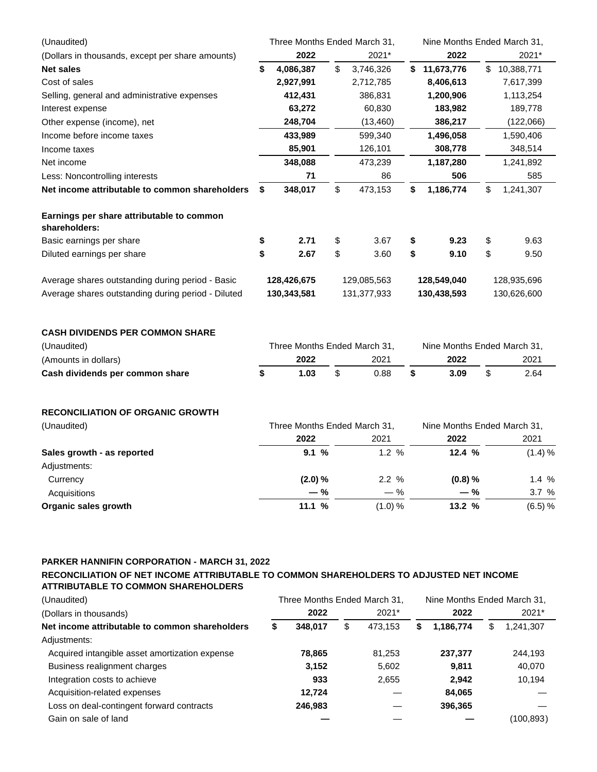| (Unaudited) | Three Months Ended March 31, | | Nine Months Ended March 31, | |
|---|---|---|---|---|
| (Dollars in thousands, except per share amounts) | **2022** | 2021* | **2022** | 2021* |
| **Net sales** | **$ 4,086,387** | $ 3,746,326 | **$ 11,673,776** | $ 10,388,771 |
| Cost of sales | **2,927,991** | 2,712,785 | **8,406,613** | 7,617,399 |
| Selling, general and administrative expenses | **412,431** | 386,831 | **1,200,906** | 1,113,254 |
| Interest expense | **63,272** | 60,830 | **183,982** | 189,778 |
| Other expense (income), net | **248,704** | (13,460) | **386,217** | (122,066) |
| Income before income taxes | **433,989** | 599,340 | **1,496,058** | 1,590,406 |
| Income taxes | **85,901** | 126,101 | **308,778** | 348,514 |
| Net income | **348,088** | 473,239 | **1,187,280** | 1,241,892 |
| Less: Noncontrolling interests | **71** | 86 | **506** | 585 |
| **Net income attributable to common shareholders** | **$ 348,017** | $ 473,153 | **$ 1,186,774** | $ 1,241,307 |
| | | | | |
| **Earnings per share attributable to common shareholders:** | | | | |
| Basic earnings per share | **$ 2.71** | $ 3.67 | **$ 9.23** | $ 9.63 |
| Diluted earnings per share | **$ 2.67** | $ 3.60 | **$ 9.10** | $ 9.50 |
| | | | | |
| Average shares outstanding during period - Basic | **128,426,675** | 129,085,563 | **128,549,040** | 128,935,696 |
| Average shares outstanding during period - Diluted | **130,343,581** | 131,377,933 | **130,438,593** | 130,626,600 |

**CASH DIVIDENDS PER COMMON SHARE**

| (Unaudited) | Three Months Ended March 31, | | Nine Months Ended March 31, | |
|---|---|---|---|---|
| (Amounts in dollars) | **2022** | 2021 | **2022** | 2021 |
| **Cash dividends per common share** | **$ 1.03** | $ 0.88 | **$ 3.09** | $ 2.64 |

**RECONCILIATION OF ORGANIC GROWTH**

| (Unaudited) | Three Months Ended March 31, | | Nine Months Ended March 31, | |
|---|---|---|---|---|
| | **2022** | 2021 | **2022** | 2021 |
| **Sales growth - as reported** | **9.1 %** | 1.2 % | **12.4 %** | (1.4) % |
| Adjustments: | | | | |
| Currency | **(2.0) %** | 2.2 % | **(0.8) %** | 1.4 % |
| Acquisitions | **— %** | — % | **— %** | 3.7 % |
| **Organic sales growth** | **11.1 %** | (1.0) % | **13.2 %** | (6.5) % |

**PARKER HANNIFIN CORPORATION - MARCH 31, 2022**

**RECONCILIATION OF NET INCOME ATTRIBUTABLE TO COMMON SHAREHOLDERS TO ADJUSTED NET INCOME ATTRIBUTABLE TO COMMON SHAREHOLDERS**

| (Unaudited) | Three Months Ended March 31, | | Nine Months Ended March 31, | |
|---|---|---|---|---|
| (Dollars in thousands) | **2022** | 2021* | **2022** | 2021* |
| **Net income attributable to common shareholders** | **$ 348,017** | $ 473,153 | **$ 1,186,774** | $ 1,241,307 |
| Adjustments: | | | | |
| Acquired intangible asset amortization expense | **78,865** | 81,253 | **237,377** | 244,193 |
| Business realignment charges | **3,152** | 5,602 | **9,811** | 40,070 |
| Integration costs to achieve | **933** | 2,655 | **2,942** | 10,194 |
| Acquisition-related expenses | **12,724** | — | **84,065** | — |
| Loss on deal-contingent forward contracts | **246,983** | — | **396,365** | — |
| Gain on sale of land | **—** | — | **—** | (100,893) |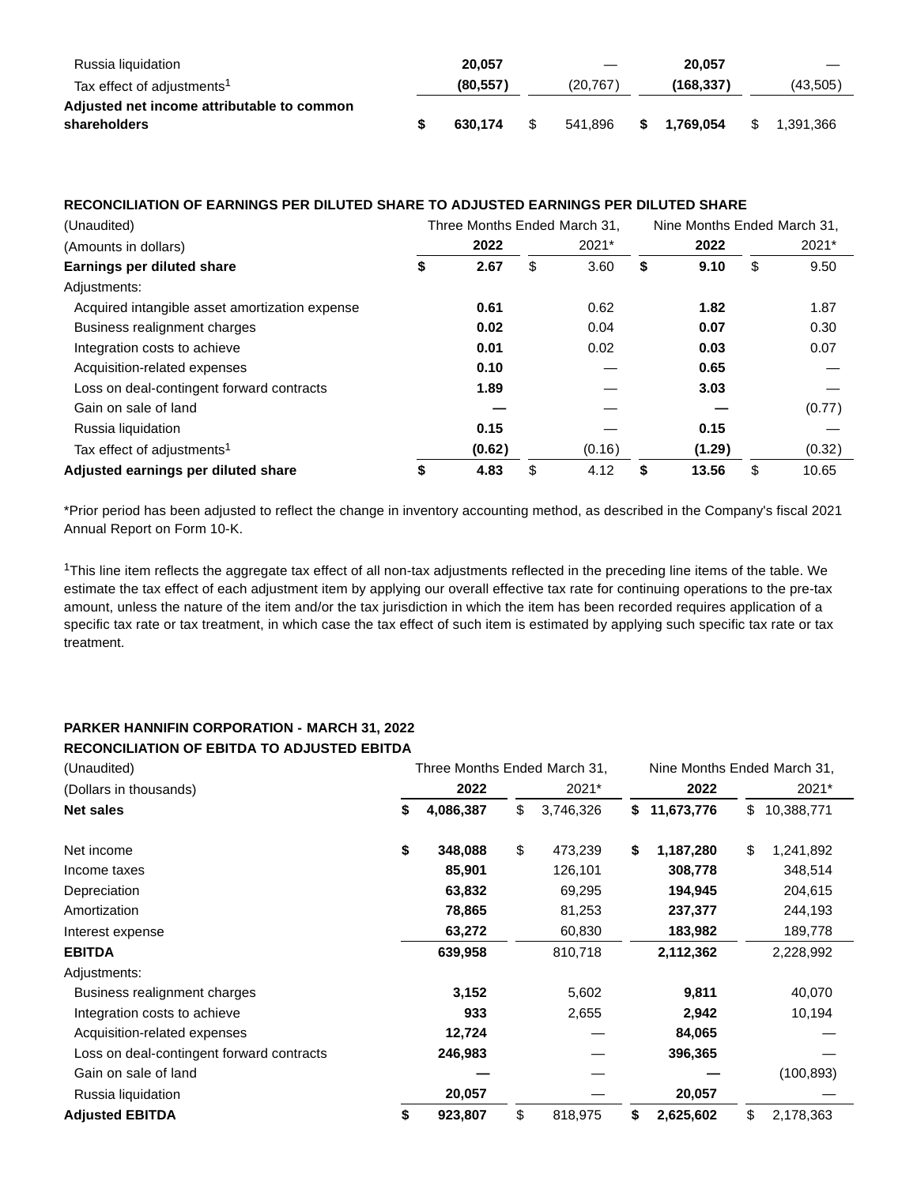| | Three Months Ended March 31, 2022 | Three Months Ended March 31, 2021* | Nine Months Ended March 31, 2022 | Nine Months Ended March 31, 2021* |
|---|---|---|---|---|
| Russia liquidation | **20,057** | — | **20,057** | — |
| Tax effect of adjustments[1] | **(80,557)** | (20,767) | **(168,337)** | (43,505) |
| **Adjusted net income attributable to common shareholders** | **$ 630,174** | $ 541,896 | **$ 1,769,054** | $ 1,391,366 |

**RECONCILIATION OF EARNINGS PER DILUTED SHARE TO ADJUSTED EARNINGS PER DILUTED SHARE**

| (Unaudited) | Three Months Ended March 31, | | Nine Months Ended March 31, | |
|---|---|---|---|---|
| (Amounts in dollars) | **2022** | 2021* | **2022** | 2021* |
| **Earnings per diluted share** | **$ 2.67** | $ 3.60 | **$ 9.10** | $ 9.50 |
| Adjustments: | | | | |
| Acquired intangible asset amortization expense | **0.61** | 0.62 | **1.82** | 1.87 |
| Business realignment charges | **0.02** | 0.04 | **0.07** | 0.30 |
| Integration costs to achieve | **0.01** | 0.02 | **0.03** | 0.07 |
| Acquisition-related expenses | **0.10** | — | **0.65** | — |
| Loss on deal-contingent forward contracts | **1.89** | — | **3.03** | — |
| Gain on sale of land | **—** | — | **—** | (0.77) |
| Russia liquidation | **0.15** | — | **0.15** | — |
| Tax effect of adjustments[1] | **(0.62)** | (0.16) | **(1.29)** | (0.32) |
| **Adjusted earnings per diluted share** | **$ 4.83** | $ 4.12 | **$ 13.56** | $ 10.65 |

*Prior period has been adjusted to reflect the change in inventory accounting method, as described in the Company's fiscal 2021 Annual Report on Form 10-K.

[1]This line item reflects the aggregate tax effect of all non-tax adjustments reflected in the preceding line items of the table. We estimate the tax effect of each adjustment item by applying our overall effective tax rate for continuing operations to the pre-tax amount, unless the nature of the item and/or the tax jurisdiction in which the item has been recorded requires application of a specific tax rate or tax treatment, in which case the tax effect of such item is estimated by applying such specific tax rate or tax treatment.

**PARKER HANNIFIN CORPORATION - MARCH 31, 2022**
**RECONCILIATION OF EBITDA TO ADJUSTED EBITDA**

| (Unaudited) | Three Months Ended March 31, | | Nine Months Ended March 31, | |
|---|---|---|---|---|
| (Dollars in thousands) | **2022** | 2021* | **2022** | 2021* |
| **Net sales** | **$ 4,086,387** | $ 3,746,326 | **$ 11,673,776** | $ 10,388,771 |
| Net income | **$ 348,088** | $ 473,239 | **$ 1,187,280** | $ 1,241,892 |
| Income taxes | **85,901** | 126,101 | **308,778** | 348,514 |
| Depreciation | **63,832** | 69,295 | **194,945** | 204,615 |
| Amortization | **78,865** | 81,253 | **237,377** | 244,193 |
| Interest expense | **63,272** | 60,830 | **183,982** | 189,778 |
| **EBITDA** | **639,958** | 810,718 | **2,112,362** | 2,228,992 |
| Adjustments: | | | | |
| Business realignment charges | **3,152** | 5,602 | **9,811** | 40,070 |
| Integration costs to achieve | **933** | 2,655 | **2,942** | 10,194 |
| Acquisition-related expenses | **12,724** | — | **84,065** | — |
| Loss on deal-contingent forward contracts | **246,983** | — | **396,365** | — |
| Gain on sale of land | **—** | — | **—** | (100,893) |
| Russia liquidation | **20,057** | — | **20,057** | — |
| **Adjusted EBITDA** | **$ 923,807** | $ 818,975 | **$ 2,625,602** | $ 2,178,363 |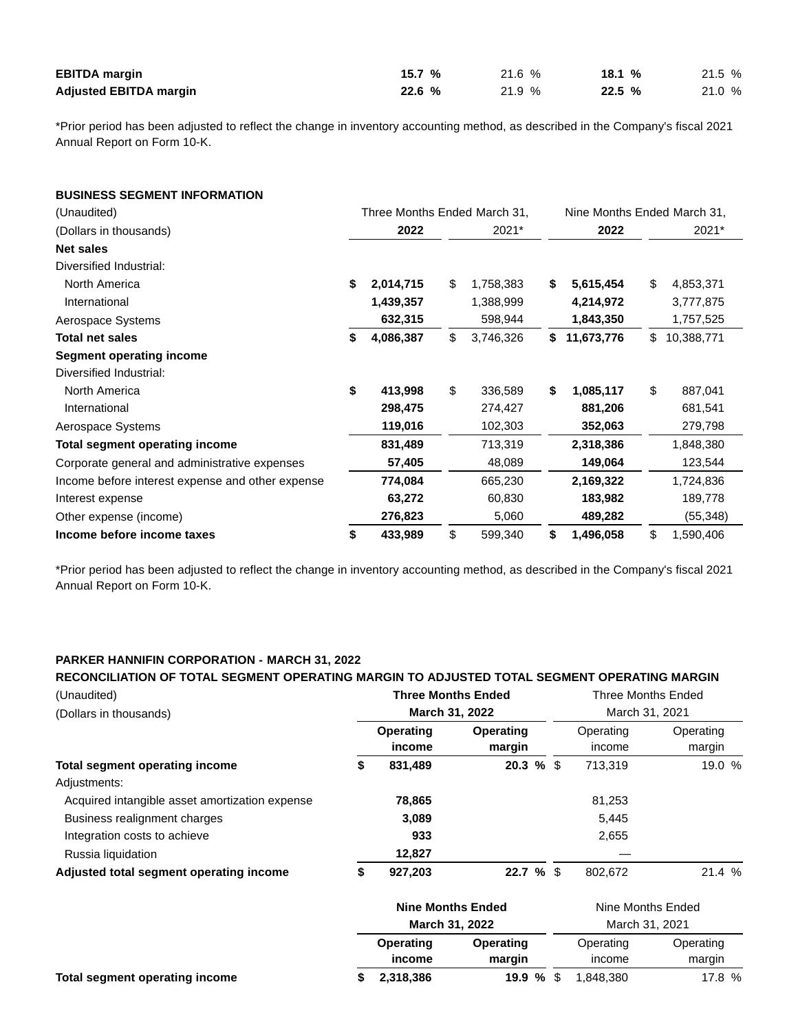| | Three Months Ended March 31, 2022 | Three Months Ended March 31, 2021 | Nine Months Ended March 31, 2022 | Nine Months Ended March 31, 2021 |
|---|---|---|---|---|
| **EBITDA margin** | **15.7 %** | 21.6 % | **18.1 %** | 21.5 % |
| **Adjusted EBITDA margin** | **22.6 %** | 21.9 % | **22.5 %** | 21.0 % |

*Prior period has been adjusted to reflect the change in inventory accounting method, as described in the Company's fiscal 2021 Annual Report on Form 10-K.

**BUSINESS SEGMENT INFORMATION**

| (Unaudited) | Three Months Ended March 31, | | Nine Months Ended March 31, | |
|---|---|---|---|---|
| (Dollars in thousands) | **2022** | 2021* | **2022** | 2021* |
| **Net sales** | | | | |
| Diversified Industrial: | | | | |
| North America | **$ 2,014,715** | $ 1,758,383 | **$ 5,615,454** | $ 4,853,371 |
| International | **1,439,357** | 1,388,999 | **4,214,972** | 3,777,875 |
| Aerospace Systems | **632,315** | 598,944 | **1,843,350** | 1,757,525 |
| **Total net sales** | **$ 4,086,387** | $ 3,746,326 | **$ 11,673,776** | $ 10,388,771 |
| **Segment operating income** | | | | |
| Diversified Industrial: | | | | |
| North America | **$ 413,998** | $ 336,589 | **$ 1,085,117** | $ 887,041 |
| International | **298,475** | 274,427 | **881,206** | 681,541 |
| Aerospace Systems | **119,016** | 102,303 | **352,063** | 279,798 |
| **Total segment operating income** | **831,489** | 713,319 | **2,318,386** | 1,848,380 |
| Corporate general and administrative expenses | **57,405** | 48,089 | **149,064** | 123,544 |
| Income before interest expense and other expense | **774,084** | 665,230 | **2,169,322** | 1,724,836 |
| Interest expense | **63,272** | 60,830 | **183,982** | 189,778 |
| Other expense (income) | **276,823** | 5,060 | **489,282** | (55,348) |
| **Income before income taxes** | **$ 433,989** | $ 599,340 | **$ 1,496,058** | $ 1,590,406 |

*Prior period has been adjusted to reflect the change in inventory accounting method, as described in the Company's fiscal 2021 Annual Report on Form 10-K.

**PARKER HANNIFIN CORPORATION - MARCH 31, 2022**

**RECONCILIATION OF TOTAL SEGMENT OPERATING MARGIN TO ADJUSTED TOTAL SEGMENT OPERATING MARGIN**

| (Unaudited) | **Three Months Ended March 31, 2022** | | Three Months Ended March 31, 2021 | |
|---|---|---|---|---|
| (Dollars in thousands) | **Operating income** | **Operating margin** | Operating income | Operating margin |
| **Total segment operating income** | **$ 831,489** | **20.3 %** | $ 713,319 | 19.0 % |
| Adjustments: | | | | |
| Acquired intangible asset amortization expense | **78,865** | | 81,253 | |
| Business realignment charges | **3,089** | | 5,445 | |
| Integration costs to achieve | **933** | | 2,655 | |
| Russia liquidation | **12,827** | | — | |
| **Adjusted total segment operating income** | **$ 927,203** | **22.7 %** | $ 802,672 | 21.4 % |

| | **Nine Months Ended March 31, 2022** | | Nine Months Ended March 31, 2021 | |
|---|---|---|---|---|
| | **Operating income** | **Operating margin** | Operating income | Operating margin |
| **Total segment operating income** | **$ 2,318,386** | **19.9 %** | $ 1,848,380 | 17.8 % |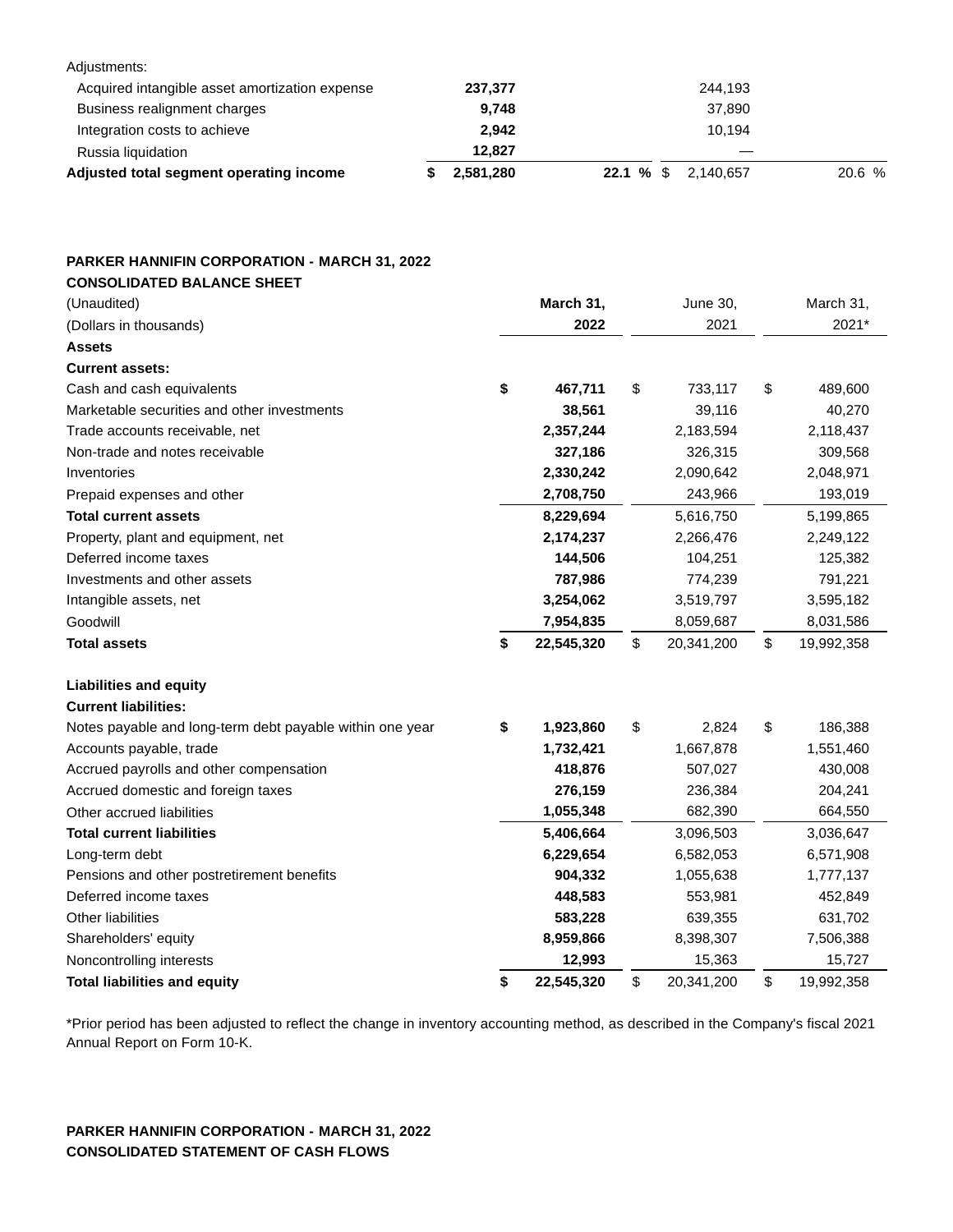| Adjustments: | | | | |
|---|---|---|---|---|
| Acquired intangible asset amortization expense | 237,377 | | 244,193 | |
| Business realignment charges | 9,748 | | 37,890 | |
| Integration costs to achieve | 2,942 | | 10,194 | |
| Russia liquidation | 12,827 | | — | |
| **Adjusted total segment operating income** | **$ 2,581,280** | **22.1 %** | $ 2,140,657 | 20.6 % |

**PARKER HANNIFIN CORPORATION - MARCH 31, 2022**

**CONSOLIDATED BALANCE SHEET**

| (Unaudited) (Dollars in thousands) | **March 31, 2022** | June 30, 2021 | March 31, 2021* |
|---|---|---|---|
| **Assets** | | | |
| **Current assets:** | | | |
| Cash and cash equivalents | **$ 467,711** | $ 733,117 | $ 489,600 |
| Marketable securities and other investments | **38,561** | 39,116 | 40,270 |
| Trade accounts receivable, net | **2,357,244** | 2,183,594 | 2,118,437 |
| Non-trade and notes receivable | **327,186** | 326,315 | 309,568 |
| Inventories | **2,330,242** | 2,090,642 | 2,048,971 |
| Prepaid expenses and other | **2,708,750** | 243,966 | 193,019 |
| **Total current assets** | **8,229,694** | 5,616,750 | 5,199,865 |
| Property, plant and equipment, net | **2,174,237** | 2,266,476 | 2,249,122 |
| Deferred income taxes | **144,506** | 104,251 | 125,382 |
| Investments and other assets | **787,986** | 774,239 | 791,221 |
| Intangible assets, net | **3,254,062** | 3,519,797 | 3,595,182 |
| Goodwill | **7,954,835** | 8,059,687 | 8,031,586 |
| **Total assets** | **$ 22,545,320** | $ 20,341,200 | $ 19,992,358 |
| | | | |
| **Liabilities and equity** | | | |
| **Current liabilities:** | | | |
| Notes payable and long-term debt payable within one year | **$ 1,923,860** | $ 2,824 | $ 186,388 |
| Accounts payable, trade | **1,732,421** | 1,667,878 | 1,551,460 |
| Accrued payrolls and other compensation | **418,876** | 507,027 | 430,008 |
| Accrued domestic and foreign taxes | **276,159** | 236,384 | 204,241 |
| Other accrued liabilities | **1,055,348** | 682,390 | 664,550 |
| **Total current liabilities** | **5,406,664** | 3,096,503 | 3,036,647 |
| Long-term debt | **6,229,654** | 6,582,053 | 6,571,908 |
| Pensions and other postretirement benefits | **904,332** | 1,055,638 | 1,777,137 |
| Deferred income taxes | **448,583** | 553,981 | 452,849 |
| Other liabilities | **583,228** | 639,355 | 631,702 |
| Shareholders' equity | **8,959,866** | 8,398,307 | 7,506,388 |
| Noncontrolling interests | **12,993** | 15,363 | 15,727 |
| **Total liabilities and equity** | **$ 22,545,320** | $ 20,341,200 | $ 19,992,358 |

*Prior period has been adjusted to reflect the change in inventory accounting method, as described in the Company's fiscal 2021 Annual Report on Form 10-K.

**PARKER HANNIFIN CORPORATION - MARCH 31, 2022**

**CONSOLIDATED STATEMENT OF CASH FLOWS**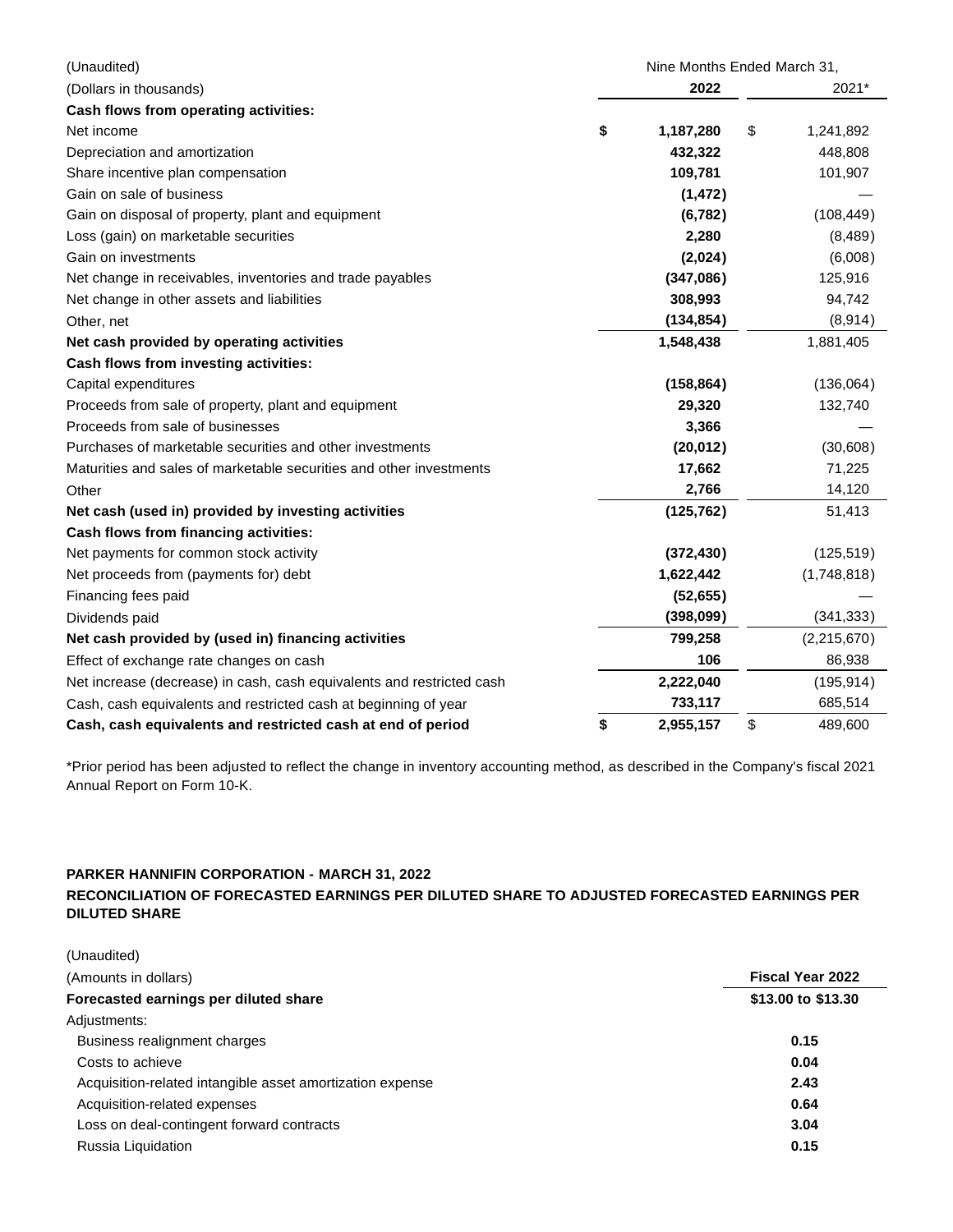| (Unaudited) | Nine Months Ended March 31, | |
|---|---|---|
| (Dollars in thousands) | **2022** | 2021* |
| **Cash flows from operating activities:** | | |
| Net income | **$ 1,187,280** | $ 1,241,892 |
| Depreciation and amortization | **432,322** | 448,808 |
| Share incentive plan compensation | **109,781** | 101,907 |
| Gain on sale of business | **(1,472)** | — |
| Gain on disposal of property, plant and equipment | **(6,782)** | (108,449) |
| Loss (gain) on marketable securities | **2,280** | (8,489) |
| Gain on investments | **(2,024)** | (6,008) |
| Net change in receivables, inventories and trade payables | **(347,086)** | 125,916 |
| Net change in other assets and liabilities | **308,993** | 94,742 |
| Other, net | **(134,854)** | (8,914) |
| **Net cash provided by operating activities** | **1,548,438** | 1,881,405 |
| **Cash flows from investing activities:** | | |
| Capital expenditures | **(158,864)** | (136,064) |
| Proceeds from sale of property, plant and equipment | **29,320** | 132,740 |
| Proceeds from sale of businesses | **3,366** | — |
| Purchases of marketable securities and other investments | **(20,012)** | (30,608) |
| Maturities and sales of marketable securities and other investments | **17,662** | 71,225 |
| Other | **2,766** | 14,120 |
| **Net cash (used in) provided by investing activities** | **(125,762)** | 51,413 |
| **Cash flows from financing activities:** | | |
| Net payments for common stock activity | **(372,430)** | (125,519) |
| Net proceeds from (payments for) debt | **1,622,442** | (1,748,818) |
| Financing fees paid | **(52,655)** | — |
| Dividends paid | **(398,099)** | (341,333) |
| **Net cash provided by (used in) financing activities** | **799,258** | (2,215,670) |
| Effect of exchange rate changes on cash | **106** | 86,938 |
| Net increase (decrease) in cash, cash equivalents and restricted cash | **2,222,040** | (195,914) |
| Cash, cash equivalents and restricted cash at beginning of year | **733,117** | 685,514 |
| **Cash, cash equivalents and restricted cash at end of period** | **$ 2,955,157** | $ 489,600 |

*Prior period has been adjusted to reflect the change in inventory accounting method, as described in the Company's fiscal 2021 Annual Report on Form 10-K.

**PARKER HANNIFIN CORPORATION - MARCH 31, 2022**
**RECONCILIATION OF FORECASTED EARNINGS PER DILUTED SHARE TO ADJUSTED FORECASTED EARNINGS PER DILUTED SHARE**

| (Unaudited) | |
|---|---|
| (Amounts in dollars) | **Fiscal Year 2022** |
| **Forecasted earnings per diluted share** | **$13.00 to $13.30** |
| Adjustments: | |
| Business realignment charges | **0.15** |
| Costs to achieve | **0.04** |
| Acquisition-related intangible asset amortization expense | **2.43** |
| Acquisition-related expenses | **0.64** |
| Loss on deal-contingent forward contracts | **3.04** |
| Russia Liquidation | **0.15** |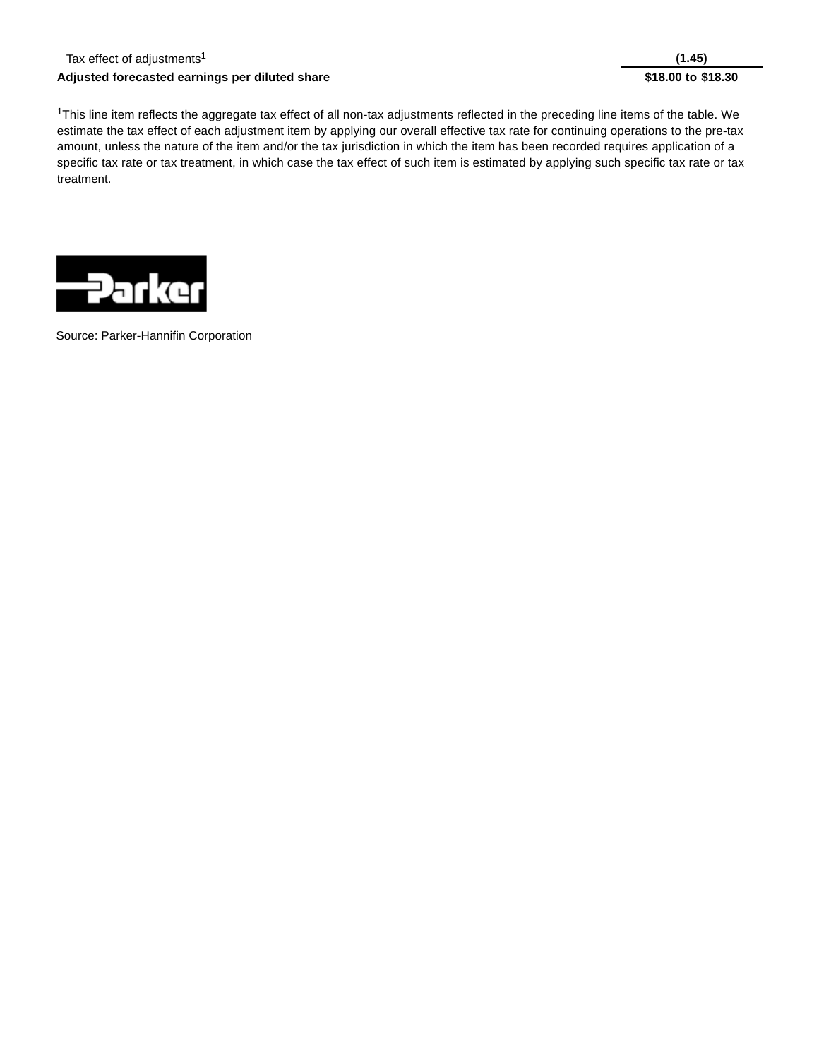| | |
|---|---|
| Tax effect of adjustments[1] | (1.45) |
| **Adjusted forecasted earnings per diluted share** | **$18.00 to $18.30** |

[1]This line item reflects the aggregate tax effect of all non-tax adjustments reflected in the preceding line items of the table. We estimate the tax effect of each adjustment item by applying our overall effective tax rate for continuing operations to the pre-tax amount, unless the nature of the item and/or the tax jurisdiction in which the item has been recorded requires application of a specific tax rate or tax treatment, in which case the tax effect of such item is estimated by applying such specific tax rate or tax treatment.

Parker

Source: Parker-Hannifin Corporation